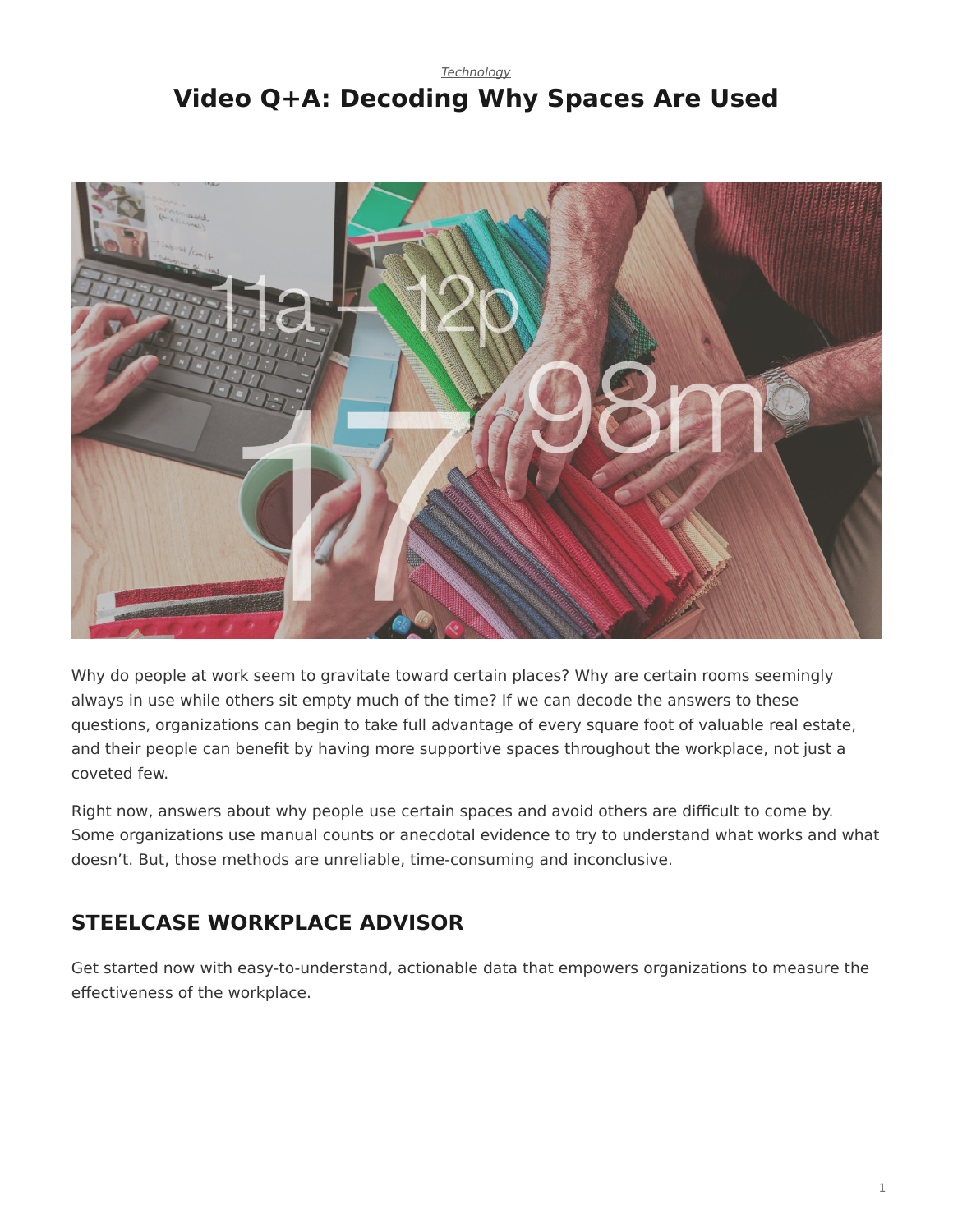*Technology*

# Video Q+A: Decoding Why Spaces Are Used

Why do people at work seem to gravitate toward certain places? Why are certain rooms seemingly always in use while others sit empty much of the time? If we can decode the answers to these questions, organizations can begin to take full advantage of every square foot of valuable real estate, and their people can benefit by having more supportive spaces throughout the workplace, not just a coveted few.

Right now, answers about why people use certain spaces and avoid others are difficult to come by. Some organizations use manual counts or anecdotal evidence to try to understand what works and what doesn't. But, those methods are unreliable, time-consuming and inconclusive.

---

## STEELCASE WORKPLACE ADVISOR

Get started now with easy-to-understand, actionable data that empowers organizations to measure the effectiveness of the workplace.

---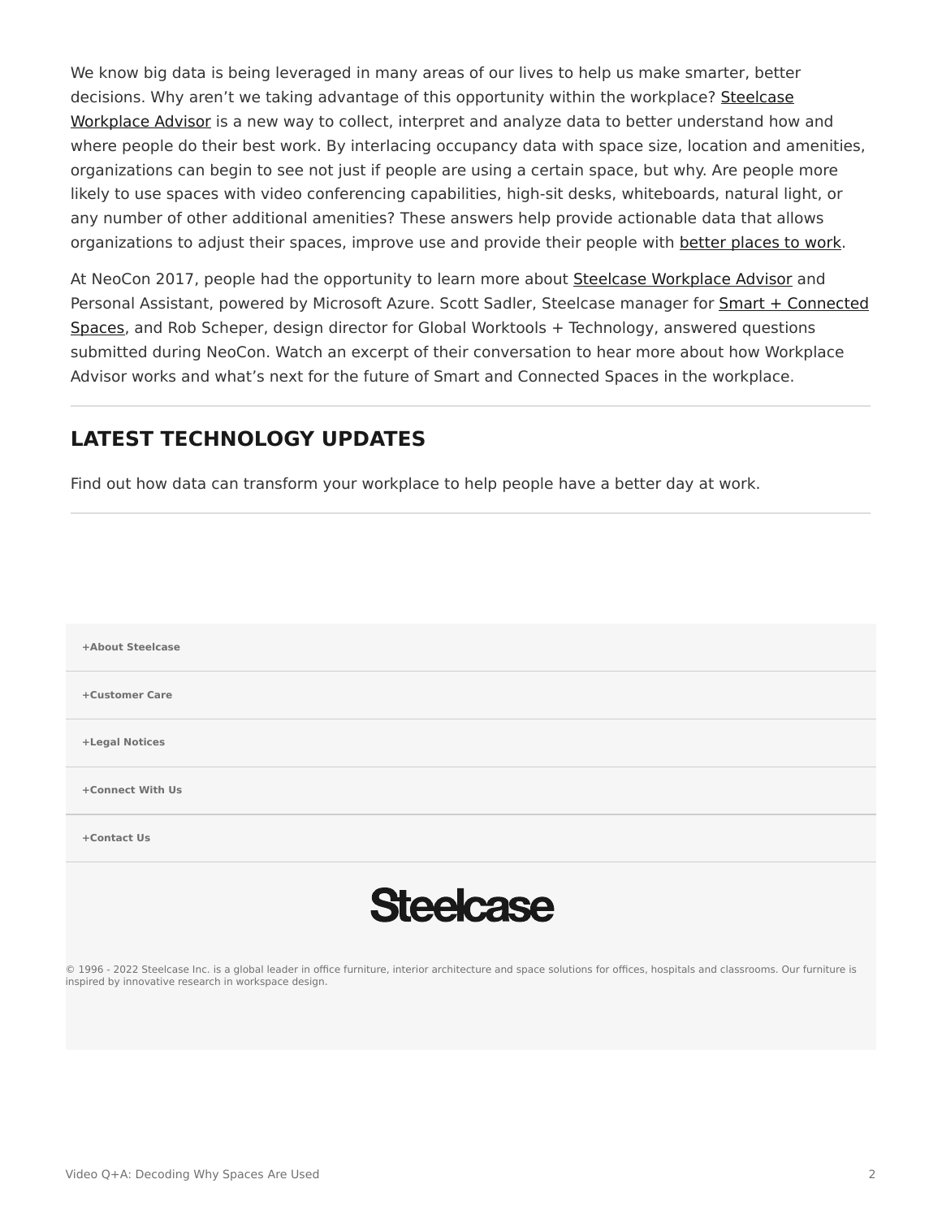We know big data is being leveraged in many areas of our lives to help us make smarter, better decisions. Why aren't we taking advantage of this opportunity within the workplace? Steelcase Workplace Advisor is a new way to collect, interpret and analyze data to better understand how and where people do their best work. By interlacing occupancy data with space size, location and amenities, organizations can begin to see not just if people are using a certain space, but why. Are people more likely to use spaces with video conferencing capabilities, high-sit desks, whiteboards, natural light, or any number of other additional amenities? These answers help provide actionable data that allows organizations to adjust their spaces, improve use and provide their people with better places to work.

At NeoCon 2017, people had the opportunity to learn more about Steelcase Workplace Advisor and Personal Assistant, powered by Microsoft Azure. Scott Sadler, Steelcase manager for Smart + Connected Spaces, and Rob Scheper, design director for Global Worktools + Technology, answered questions submitted during NeoCon. Watch an excerpt of their conversation to hear more about how Workplace Advisor works and what's next for the future of Smart and Connected Spaces in the workplace.

## LATEST TECHNOLOGY UPDATES

Find out how data can transform your workplace to help people have a better day at work.

+About Steelcase

+Customer Care

+Legal Notices

+Connect With Us

+Contact Us

Steelcase

© 1996 - 2022 Steelcase Inc. is a global leader in office furniture, interior architecture and space solutions for offices, hospitals and classrooms. Our furniture is inspired by innovative research in workspace design.